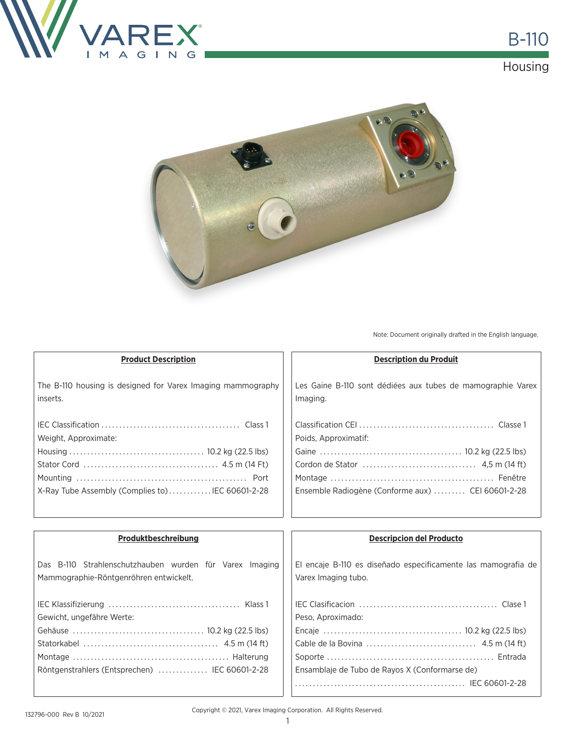# B-110

## Housing

Note: Document originally drafted in the English language.

### Product Description

The B-110 housing is designed for Varex Imaging mammography inserts.

IEC Classification ....................................... Class 1
Weight, Approximate:
Housing ...................................... 10.2 kg (22.5 lbs)
Stator Cord ...................................... 4.5 m (14 Ft)
Mounting ................................................ Port
X-Ray Tube Assembly (Complies to) ............ IEC 60601-2-28

### Description du Produit

Les Gaine B-110 sont dédiées aux tubes de mamographie Varex Imaging.

Classification CEI ...................................... Classe 1
Poids, Approximatif:
Gaine ....................................... 10.2 kg (22.5 lbs)
Cordon de Stator ................................ 4,5 m (14 ft)
Montage ............................................. Fenêtre
Ensemble Radiogène (Conforme aux) ......... CEI 60601-2-28

### Produktbeschreibung

Das B-110 Strahlenschutzhauben wurden für Varex Imaging Mammographie-Röntgenröhren entwickelt.

IEC Klassifizierung .................................... Klass 1
Gewicht, ungefähre Werte:
Gehäuse ..................................... 10.2 kg (22.5 lbs)
Statorkabel ...................................... 4.5 m (14 ft)
Montage ........................................... Halterung
Röntgenstrahlers (Entsprechen) .............. IEC 60601-2-28

### Descripcion del Producto

El encaje B-110 es diseñado especificamente las mamografia de Varex Imaging tubo.

IEC Clasificacion ....................................... Clase 1
Peso, Aproximado:
Encaje ....................................... 10.2 kg (22.5 lbs)
Cable de la Bovina ............................... 4.5 m (14 ft)
Soporte .............................................. Entrada
Ensamblaje de Tubo de Rayos X (Conformarse de)
................................................ IEC 60601-2-28

132796-000 Rev B 10/2021

Copyright © 2021, Varex Imaging Corporation. All Rights Reserved.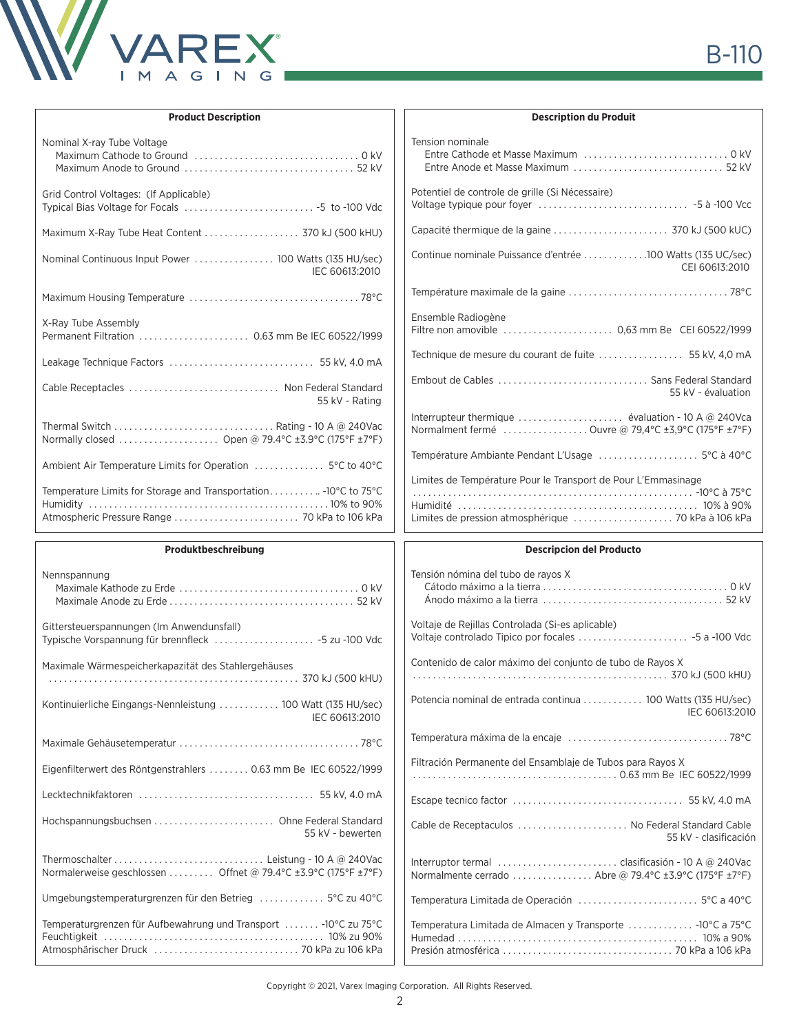## Product Description

Nominal X-ray Tube Voltage
- Maximum Cathode to Ground ................................ 0 kV
- Maximum Anode to Ground ................................ 52 kV

Grid Control Voltages: (If Applicable)
Typical Bias Voltage for Focals ........................ -5 to -100 Vdc

Maximum X-Ray Tube Heat Content .................. 370 kJ (500 kHU)

Nominal Continuous Input Power ................ 100 Watts (135 HU/sec) IEC 60613:2010

Maximum Housing Temperature ................................ 78°C

X-Ray Tube Assembly
Permanent Filtration ...................... 0.63 mm Be IEC 60522/1999

Leakage Technique Factors ............................ 55 kV, 4.0 mA

Cable Receptacles ............................ Non Federal Standard 55 kV - Rating

Thermal Switch ................................ Rating - 10 A @ 240Vac
Normally closed .................... Open @ 79.4°C ±3.9°C (175°F ±7°F)

Ambient Air Temperature Limits for Operation .............. 5°C to 40°C

Temperature Limits for Storage and Transportation........... -10°C to 75°C
Humidity ................................................ 10% to 90%
Atmospheric Pressure Range ......................... 70 kPa to 106 kPa

## Description du Produit

Tension nominale
- Entre Cathode et Masse Maximum ............................ 0 kV
- Entre Anode et Masse Maximum ............................ 52 kV

Potentiel de controle de grille (Si Nécessaire)
Voltage typique pour foyer ............................ -5 à -100 Vcc

Capacité thermique de la gaine ....................... 370 kJ (500 kUC)

Continue nominale Puissance d'entrée ............100 Watts (135 UC/sec) CEI 60613:2010

Température maximale de la gaine ................................ 78°C

Ensemble Radiogène
Filtre non amovible ...................... 0,63 mm Be CEI 60522/1999

Technique de mesure du courant de fuite ................. 55 kV, 4,0 mA

Embout de Cables .............................. Sans Federal Standard 55 kV - évaluation

Interrupteur thermique ..................... évaluation - 10 A @ 240Vca
Normalment fermé ................. Ouvre @ 79,4°C ±3,9°C (175°F ±7°F)

Température Ambiante Pendant L'Usage .................... 5°C à 40°C

Limites de Température Pour le Transport de Pour L'Emmasinage ........................................................ -10°C à 75°C
Humidité ................................................ 10% à 90%
Limites de pression atmosphérique .................... 70 kPa à 106 kPa

## Produktbeschreibung

Nennspannung
- Maximale Kathode zu Erde ................................ 0 kV
- Maximale Anode zu Erde ................................ 52 kV

Gittersteuerspannungen (Im Anwendunsfall)
Typische Vorspannung für brennfleck .................... -5 zu -100 Vdc

Maximale Wärmespeicherkapazität des Stahlergehäuses ................................................ 370 kJ (500 kHU)

Kontinuierliche Eingangs-Nennleistung ............ 100 Watt (135 HU/sec) IEC 60613:2010

Maximale Gehäusetemperatur ................................ 78°C

Eigenfilterwert des Röntgenstrahlers ........ 0.63 mm Be IEC 60522/1999

Lecktechnikfaktoren ................................ 55 kV, 4.0 mA

Hochspannungsbuchsen ........................ Ohne Federal Standard 55 kV - bewerten

Thermoschalter ............................. Leistung - 10 A @ 240Vac
Normalerweise geschlossen ......... Offnet @ 79.4°C ±3.9°C (175°F ±7°F)

Umgebungstemperaturgrenzen für den Betrieg ............. 5°C zu 40°C

Temperaturgrenzen für Aufbewahrung und Transport ....... -10°C zu 75°C
Feuchtigkeit ........................................... 10% zu 90%
Atmosphärischer Druck ............................ 70 kPa zu 106 kPa

## Descripcion del Producto

Tensión nómina del tubo de rayos X
- Cátodo máximo a la tierra .................................... 0 kV
- Ánodo máximo a la tierra .................................... 52 kV

Voltaje de Rejillas Controlada (Si-es aplicable)
Voltaje controlado Tipico por focales ...................... -5 a -100 Vdc

Contenido de calor máximo del conjunto de tubo de Rayos X ................................................... 370 kJ (500 kHU)

Potencia nominal de entrada continua ............ 100 Watts (135 HU/sec) IEC 60613:2010

Temperatura máxima de la encaje ................................ 78°C

Filtración Permanente del Ensamblaje de Tubos para Rayos X ........................................ 0.63 mm Be IEC 60522/1999

Escape tecnico factor .................................. 55 kV, 4.0 mA

Cable de Receptaculos ...................... No Federal Standard Cable 55 kV - clasificación

Interruptor termal ........................ clasificación - 10 A @ 240Vac
Normalmente cerrado ................ Abre @ 79.4°C ±3.9°C (175°F ±7°F)

Temperatura Limitada de Operación ........................ 5°C a 40°C

Temperatura Limitada de Almacen y Transporte ............. -10°C a 75°C
Humedad ............................................... 10% a 90%
Presión atmosférica ................................. 70 kPa a 106 kPa

Copyright © 2021, Varex Imaging Corporation. All Rights Reserved.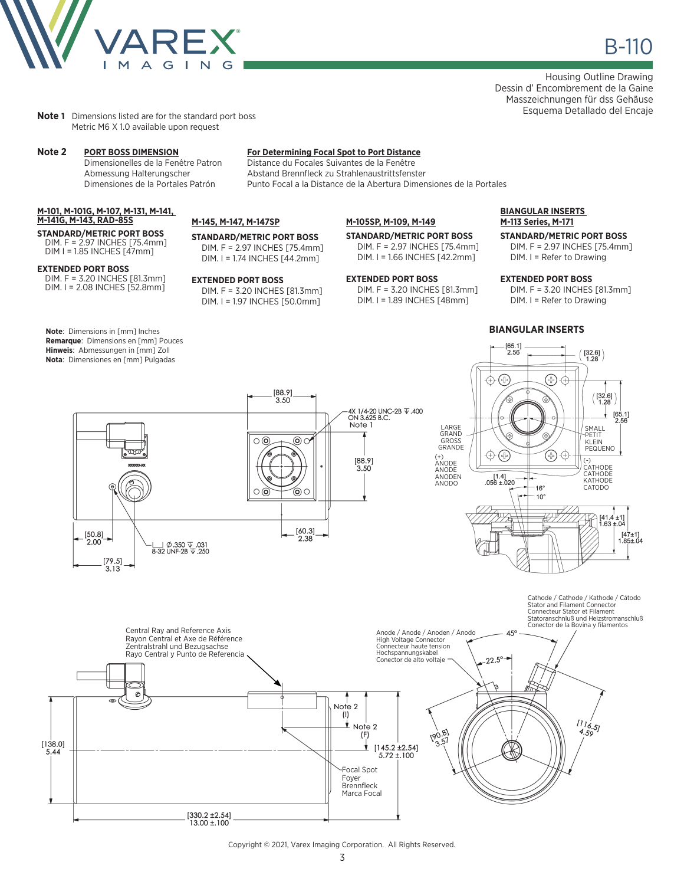# B-110

Housing Outline Drawing
Dessin d' Encombrement de la Gaine
Masszeichnungen für dss Gehäuse
Esquema Detallado del Encaje

**Note 1** Dimensions listed are for the standard port boss
Metric M6 X 1.0 available upon request

**Note 2**

**PORT BOSS DIMENSION**
Dimensionelles de la Fenêtre Patron
Abmessung Halterungscher
Dimensiones de la Portales Patrón

**For Determining Focal Spot to Port Distance**
Distance du Focales Suivantes de la Fenêtre
Abstand Brennfleck zu Strahlenaustrittsfenster
Punto Focal a la Distance de la Abertura Dimensiones de la Portales

**M-101, M-101G, M-107, M-131, M-141, M-141G, M-143, RAD-85S**

**STANDARD/METRIC PORT BOSS**
DIM. F = 2.97 INCHES [75.4mm]
DIM I = 1.85 INCHES [47mm]

**EXTENDED PORT BOSS**
DIM. F = 3.20 INCHES [81.3mm]
DIM. I = 2.08 INCHES [52.8mm]

**M-145, M-147, M-147SP**

**STANDARD/METRIC PORT BOSS**
DIM. F = 2.97 INCHES [75.4mm]
DIM. I = 1.74 INCHES [44.2mm]

**EXTENDED PORT BOSS**
DIM. F = 3.20 INCHES [81.3mm]
DIM. I = 1.97 INCHES [50.0mm]

**M-105SP, M-109, M-149**

**STANDARD/METRIC PORT BOSS**
DIM. F = 2.97 INCHES [75.4mm]
DIM. I = 1.66 INCHES [42.2mm]

**EXTENDED PORT BOSS**
DIM. F = 3.20 INCHES [81.3mm]
DIM. I = 1.89 INCHES [48mm]

**BIANGULAR INSERTS M-113 Series, M-171**

**STANDARD/METRIC PORT BOSS**
DIM. F = 2.97 INCHES [75.4mm]
DIM. I = Refer to Drawing

**EXTENDED PORT BOSS**
DIM. F = 3.20 INCHES [81.3mm]
DIM. I = Refer to Drawing

**Note**: Dimensions in [mm] Inches
**Remarque**: Dimensions en [mm] Pouces
**Hinweis**: Abmessungen in [mm] Zoll
**Nota**: Dimensiones en [mm] Pulgadas

**BIANGULAR INSERTS**

[88.9] 3.50 · 4X 1/4-20 UNC-2B ↧ .400 ON 3.625 B.C. Note 1 · [88.9] 3.50 · [60.3] 2.38 · [50.8] 2.00 · [79.5] 3.13 · ⌴ Ø .350 ↧ .031 8-32 UNF-2B ↧ .250

[65.1] 2.56 · [32.6] 1.28 · [32.6] 1.28 · [65.1] 2.56 · LARGE / GRAND / GROSS / GRANDE · SMALL / PETIT / KLEIN / PEQUENO · (+) ANODE / ANODE / ANODEN / ANODO · (-) CATHODE / CATHODE / KATHODE / CATODO · [1.4] .056 ±.020 · 16° · 10° · [41.4 ±1] 1.63 ±.04 · [47±1] 1.85±.04

Central Ray and Reference Axis
Rayon Central et Axe de Référence
Zentralstrahl und Bezugsachse
Rayo Central y Punto de Referencia

Note 2 (I) · Note 2 (F) · [138.0] 5.44 · [145.2 ±2.54] 5.72 ±.100 · [330.2 ±2.54] 13.00 ±.100

Focal Spot
Foyer
Brennfleck
Marca Focal

Anode / Anode / Anoden / Ánodo
High Voltage Connector
Connecteur haute tension
Hochspannungskabel
Conector de alto voltaje

Cathode / Cathode / Kathode / Cátodo
Stator and Filament Connector
Connecteur Stator et Filament
Statoranschnluß und Heizstromanschluß
Conector de la Bovina y filamentos

45° · 22.5° · [90.8] 3.57 · [116.5] 4.59

Copyright © 2021, Varex Imaging Corporation. All Rights Reserved.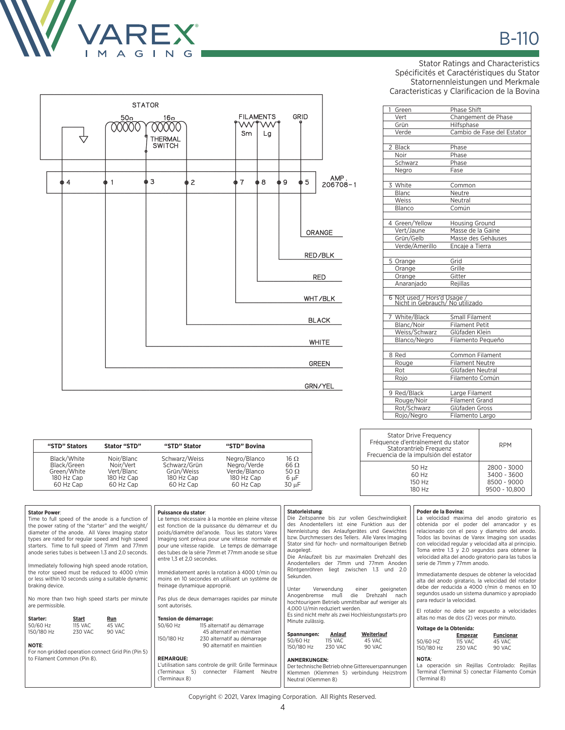# B-110

Stator Ratings and Characteristics
Spécificités et Caractéristiques du Stator
Statornennleistungen und Merkmale
Caracteristicas y Clarificacion de la Bovina

STATOR

50Ω 16Ω

THERMAL SWITCH

FILAMENTS Sm Lg

GRID

4 1 3 2 7 8 9 5

AMP. 206708-1

ORANGE
RED/BLK
RED
WHT/BLK
BLACK
WHITE
GREEN
GRN/YEL

| | |
|---|---|
| 1 Green | Phase Shift |
| Vert | Changement de Phase |
| Grün | Hilfsphase |
| Verde | Cambio de Fase del Estator |
| 2 Black | Phase |
| Noir | Phase |
| Schwarz | Phase |
| Negro | Fase |
| 3 White | Common |
| Blanc | Neutre |
| Weiss | Neutral |
| Blanco | Común |
| 4 Green/Yellow | Housing Ground |
| Vert/Jaune | Masse de la Gaine |
| Grün/Gelb | Masse des Gehäuses |
| Verde/Amerillo | Encaje a Tierra |
| 5 Orange | Grid |
| Orange | Grille |
| Orange | Gitter |
| Anaranjado | Rejillas |
| 6 Not used / Hors'd Usage / Nicht in Gebrauch/ No utilizado | |
| 7 White/Black | Small Filament |
| Blanc/Noir | Filament Petit |
| Weiss/Schwarz | Glüfaden Klein |
| Blanco/Negro | Filamento Pequeño |
| 8 Red | Common Filament |
| Rouge | Filament Neutre |
| Rot | Glüfaden Neutral |
| Rojo | Filamento Común |
| 9 Red/Black | Large Filament |
| Rouge/Noir | Filament Grand |
| Rot/Schwarz | Glüfaden Gross |
| Rojo/Negro | Filamento Largo |

| "STD" Stators | Stator "STD" | "STD" Stator | "STD" Bovina | |
|---|---|---|---|---|
| Black/White | Noir/Blanc | Schwarz/Weiss | Negro/Blanco | 16 Ω |
| Black/Green | Noir/Vert | Schwarz/Grün | Negro/Verde | 66 Ω |
| Green/White | Vert/Blanc | Grün/Weiss | Verde/Blanco | 50 Ω |
| 180 Hz Cap | 180 Hz Cap | 180 Hz Cap | 180 Hz Cap | 6 μF |
| 60 Hz Cap | 60 Hz Cap | 60 Hz Cap | 60 Hz Cap | 30 μF |

| Stator Drive Frequency / Fréquence d'entraînement du stator / Statorantrieb Frequenz / Frecuencia de la impulsión del estator | RPM |
|---|---|
| 50 Hz | 2800 - 3000 |
| 60 Hz | 3400 - 3600 |
| 150 Hz | 8500 - 9000 |
| 180 Hz | 9500 - 10,800 |

**Stator Power**:
Time to full speed of the anode is a function of the power rating of the "starter" and the weight/diameter of the anode. All Varex Imaging stator types are rated for regular speed and high speed starters. Time to full speed of 71mm and 77mm anode series tubes is between 1.3 and 2.0 seconds.

Immediately following high speed anode rotation, the rotor speed must be reduced to 4000 r/min or less within 10 seconds using a suitable dynamic braking device.

No more than two high speed starts per minute are permissible.

| **Starter:** | **Start** | **Run** |
|---|---|---|
| 50/60 Hz | 115 VAC | 45 VAC |
| 150/180 Hz | 230 VAC | 90 VAC |

**NOTE**:
For non gridded operation connect Grid Pin (Pin 5) to Filament Common (Pin 8).

**Puissance du stator**:
Le temps nécessaire à la montée en pleine vitesse est fonction de la puissance du démarreur et du poids/diamétre del'anode. Tous les stators Varex Imaging sont prévus pour une vitesse normale et pour une vitesse rapide. Le temps de démarrage des tubes de la série 71mm et 77mm anode se situe entre 1,3 et 2,0 secondes.

Immédiatement aprés la rotation à 4000 t/min ou moins en 10 secondes en utilisant un système de freinage dynamique approprié.

Pas plus de deux demarrages rapides par minute sont autorisés.

**Tension de démarrage:**

| | |
|---|---|
| 50/60 Hz | 115 alternatif au démarrage |
| | 45 alternatif en maintien |
| 150/180 Hz | 230 alternatif au démarrage |
| | 90 alternatif en maintien |

**REMARQUE:**
L'utilisation sans controle de grill: Grille Terminaux (Terminaux 5) connecter Filament Neutre (Terminaux 8)

**Statorleistung**:
Die Zeitspanne bis zur vollen Geschwindigkeit des Anodentellers ist eine Funktion aus der Nennleistung des Anlaufgerätes und Gewichtes bzw. Durchmessers des Tellers. Alle Varex Imaging Stator sind für hoch- und normaltourigen Betrieb ausgelegt.
Die Anlaufzeit bis zur maximalen Drehzahl des Anodentellers der 71mm und 77mm Anoden Röntgenröhren liegt zwischen 1.3 und 2.0 Sekunden.

Unter Verwendung einer geeigneten Anogenbremse muß die Drehzahl nach hochtourigem Betrieb unmittelbar auf weniger als 4,000 U/min reduziert werden.
Es sind nicht mehr als zwei Hochleistungsstarts pro Minute zulässig.

| **Spannungen:** | **Anlauf** | **Weiterlauf** |
|---|---|---|
| 50/60 Hz | 115 VAC | 45 VAC |
| 150/180 Hz | 230 VAC | 90 VAC |

**ANMERKUNGEN:**
Der technische Betrieb ohne Gittereuerspannungen Klemmen (Klemmen 5) verbindung Heizstrom Neutral (Klemmen 8)

**Poder de la Bovina:**
La velocidad maxima del anodo giratorio es obtenida por el poder del arrancador y es relacionado con el peso y diametro del anodo. Todos las bovinas de Varex Imaging son usadas con velocidad regular y velocidad alta al principio. Toma entre 1.3 y 2.0 segundos para obtener la velocidad alta del anodo giratorio para las tubos la serie de 71mm y 77mm anodo.

Immediatamente despues de obtener la velocidad alta del anodo giratario, la velocidad del rotador debe der reducida a 4000 r/min ó menos en 10 segundos usado un sistema dunamico y apropiado para reducir la velocidad.

El rotador no debe ser expuesto a velocidades altas no mas de dos (2) veces por minuto.

**Voltage de la Obtenida:**

| | **Empezar** | **Funcionar** |
|---|---|---|
| 50/60 HZ | 115 VAC | 45 VAC |
| 150/180 Hz | 230 VAC | 90 VAC |

**NOTA**:
La operación sin Rejillas Controlado: Rejillas Terminal (Terminal 5) conectar Filamento Común (Terminal 8)

Copyright © 2021, Varex Imaging Corporation. All Rights Reserved.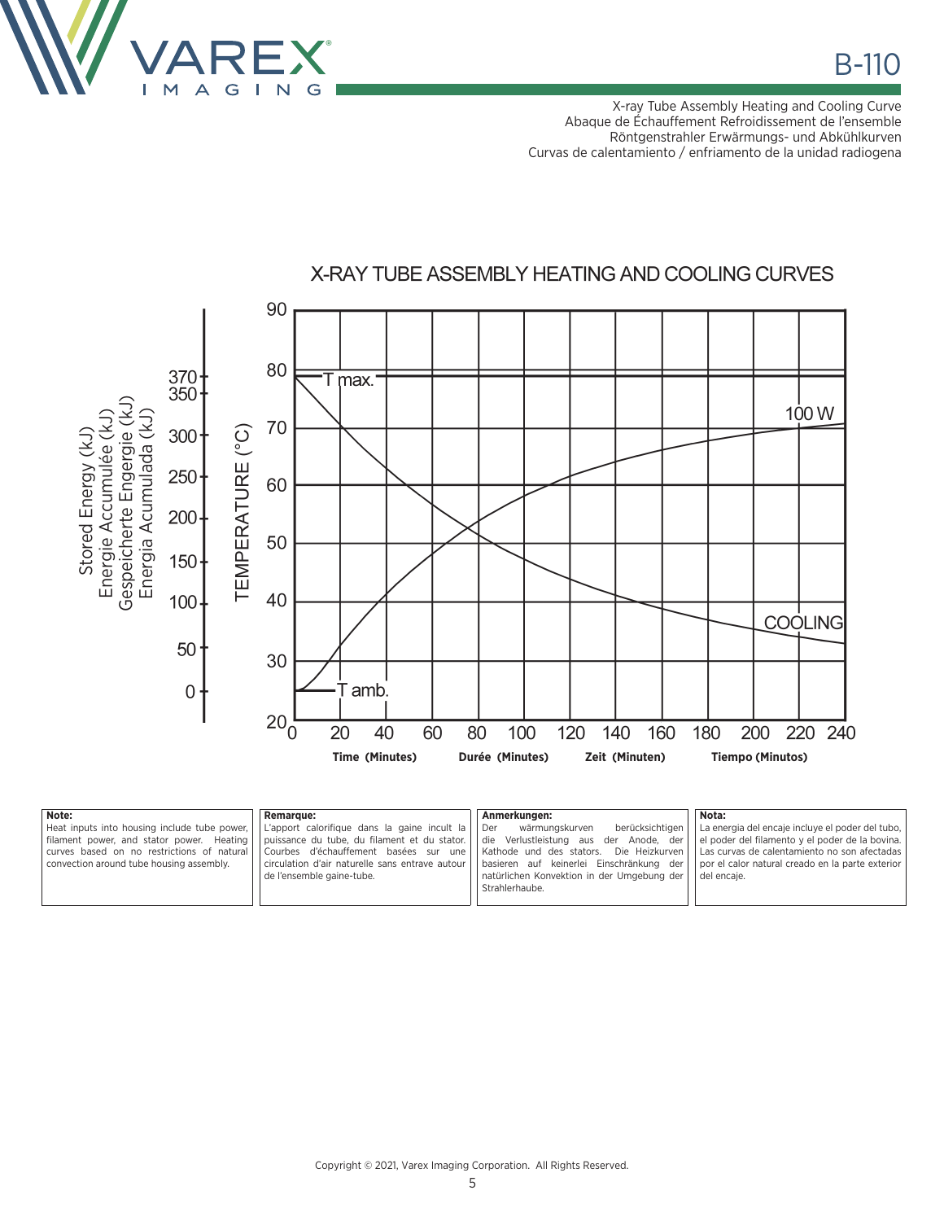# B-110

X-ray Tube Assembly Heating and Cooling Curve
Abaque de Échauffement Refroidissement de l'ensemble
Röntgenstrahler Erwärmungs- und Abkühlkurven
Curvas de calentamiento / enfriamiento de la unidad radiogena

## X-RAY TUBE ASSEMBLY HEATING AND COOLING CURVES

Stored Energy (kJ) / Energie Accumulée (kJ) / Gespeicherte Engergie (kJ) / Energia Acumulada (kJ): 0, 50, 100, 150, 200, 250, 300, 350, 370

TEMPERATURE (°C): 20, 30, 40, 50, 60, 70, 80, 90

T max. — T amb. — 100 W — COOLING

0, 20, 40, 60, 80, 100, 120, 140, 160, 180, 200, 220, 240

**Time (Minutes)** **Durée (Minutes)** **Zeit (Minuten)** **Tiempo (Minutos)**

**Note:**
Heat inputs into housing include tube power, filament power, and stator power. Heating curves based on no restrictions of natural convection around tube housing assembly.

**Remarque:**
L'apport calorifique dans la gaine incult la puissance du tube, du filament et du stator. Courbes d'échauffement basées sur une circulation d'air naturelle sans entrave autour de l'ensemble gaine-tube.

**Anmerkungen:**
Der wärmungskurven berücksichtigen die Verlustleistung aus der Anode, der Kathode und des stators. Die Heizkurven basieren auf keinerlei Einschränkung der natürlichen Konvektion in der Umgebung der Strahlerhaube.

**Nota:**
La energia del encaje incluye el poder del tubo, el poder del filamento y el poder de la bovina. Las curvas de calentamiento no son afectadas por el calor natural creado en la parte exterior del encaje.

Copyright © 2021, Varex Imaging Corporation. All Rights Reserved.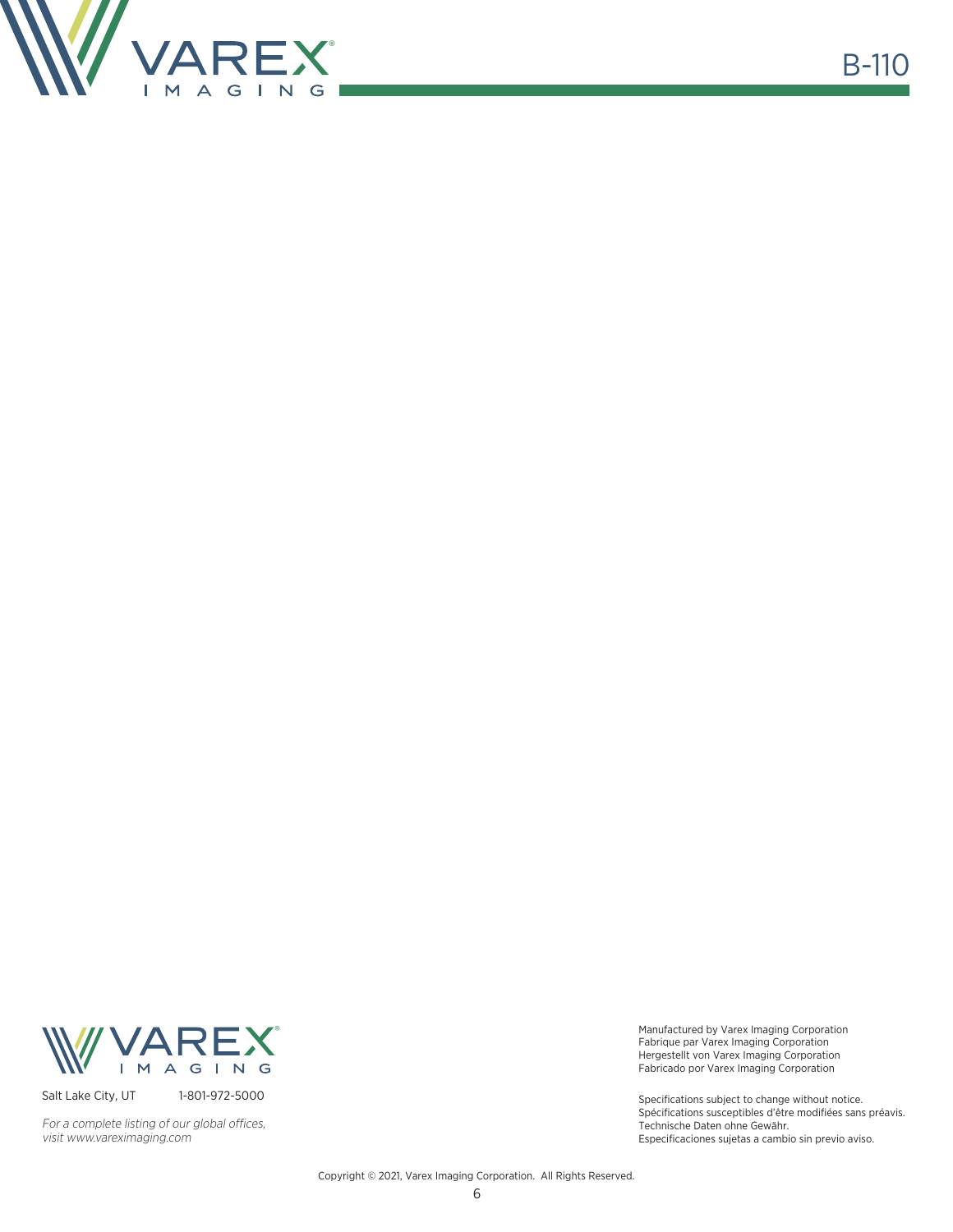Salt Lake City, UT 1-801-972-5000

*For a complete listing of our global offices, visit www.vareximaging.com*

Manufactured by Varex Imaging Corporation
Fabrique par Varex Imaging Corporation
Hergestellt von Varex Imaging Corporation
Fabricado por Varex Imaging Corporation

Specifications subject to change without notice.
Spécifications susceptibles d'être modifiées sans préavis.
Technische Daten ohne Gewähr.
Especificaciones sujetas a cambio sin previo aviso.

Copyright © 2021, Varex Imaging Corporation. All Rights Reserved.